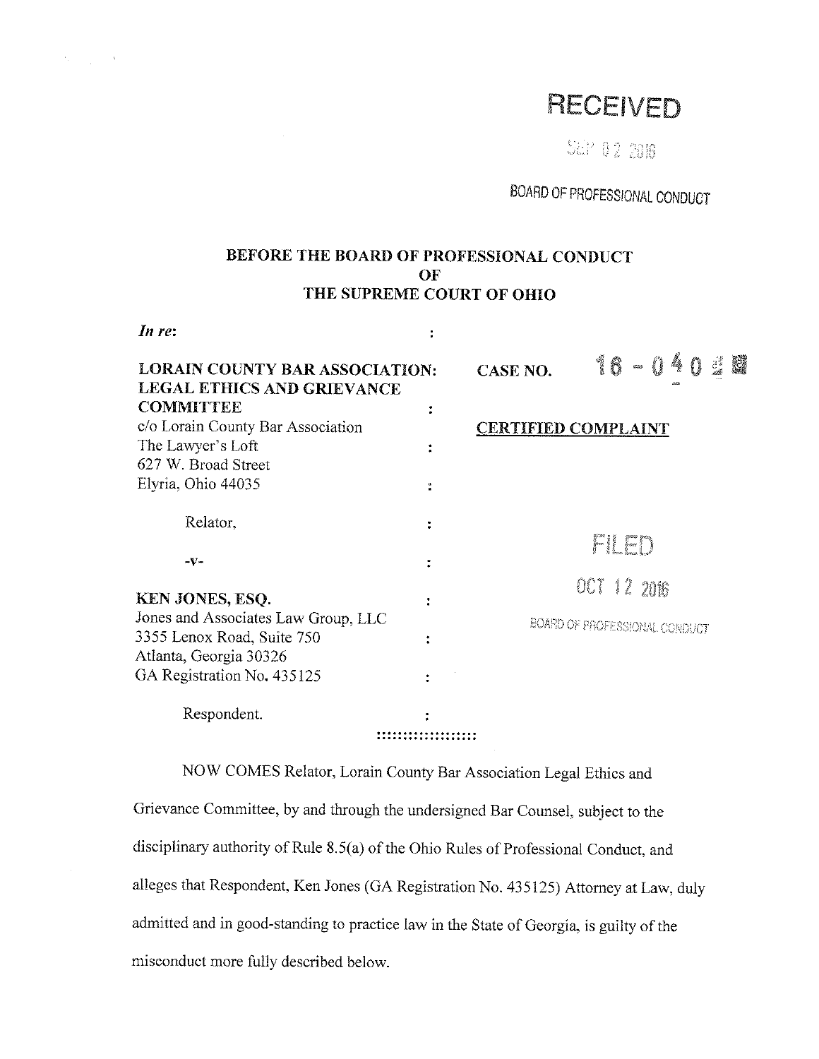RECEIVED

SEP 02 2016

BOARD OF PROFESSIONAL CONDUCT

**BEFORE THE BOARD OF PROFESSIONAL CONDUCT**
**OF**
**THE SUPREME COURT OF OHIO**

*In re*:

**LORAIN COUNTY BAR ASSOCIATION: LEGAL ETHICS AND GRIEVANCE COMMITTEE**
c/o Lorain County Bar Association
The Lawyer's Loft
627 W. Broad Street
Elyria, Ohio 44035

Relator,

-v-

**KEN JONES, ESQ.**
Jones and Associates Law Group, LLC
3355 Lenox Road, Suite 750
Atlanta, Georgia 30326
GA Registration No. 435125

Respondent.

**CASE NO.** 16 - 040

**CERTIFIED COMPLAINT**

FILED

OCT 12 2016

BOARD OF PROFESSIONAL CONDUCT

::::::::::::::::::

NOW COMES Relator, Lorain County Bar Association Legal Ethics and Grievance Committee, by and through the undersigned Bar Counsel, subject to the disciplinary authority of Rule 8.5(a) of the Ohio Rules of Professional Conduct, and alleges that Respondent, Ken Jones (GA Registration No. 435125) Attorney at Law, duly admitted and in good-standing to practice law in the State of Georgia, is guilty of the misconduct more fully described below.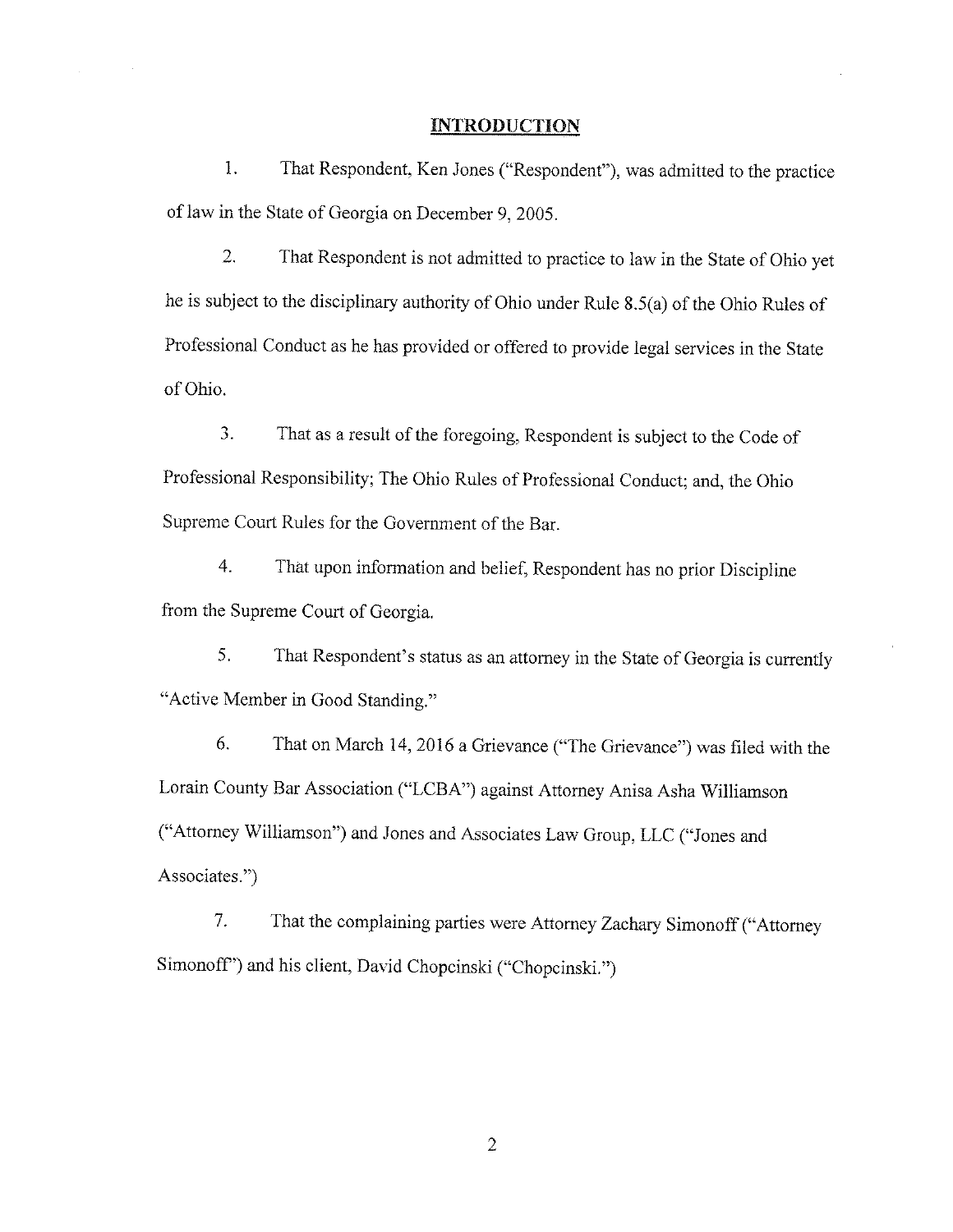## INTRODUCTION

1. That Respondent, Ken Jones ("Respondent"), was admitted to the practice of law in the State of Georgia on December 9, 2005.

2. That Respondent is not admitted to practice to law in the State of Ohio yet he is subject to the disciplinary authority of Ohio under Rule 8.5(a) of the Ohio Rules of Professional Conduct as he has provided or offered to provide legal services in the State of Ohio.

3. That as a result of the foregoing, Respondent is subject to the Code of Professional Responsibility; The Ohio Rules of Professional Conduct; and, the Ohio Supreme Court Rules for the Government of the Bar.

4. That upon information and belief, Respondent has no prior Discipline from the Supreme Court of Georgia.

5. That Respondent's status as an attorney in the State of Georgia is currently "Active Member in Good Standing."

6. That on March 14, 2016 a Grievance ("The Grievance") was filed with the Lorain County Bar Association ("LCBA") against Attorney Anisa Asha Williamson ("Attorney Williamson") and Jones and Associates Law Group, LLC ("Jones and Associates.")

7. That the complaining parties were Attorney Zachary Simonoff ("Attorney Simonoff") and his client, David Chopcinski ("Chopcinski.")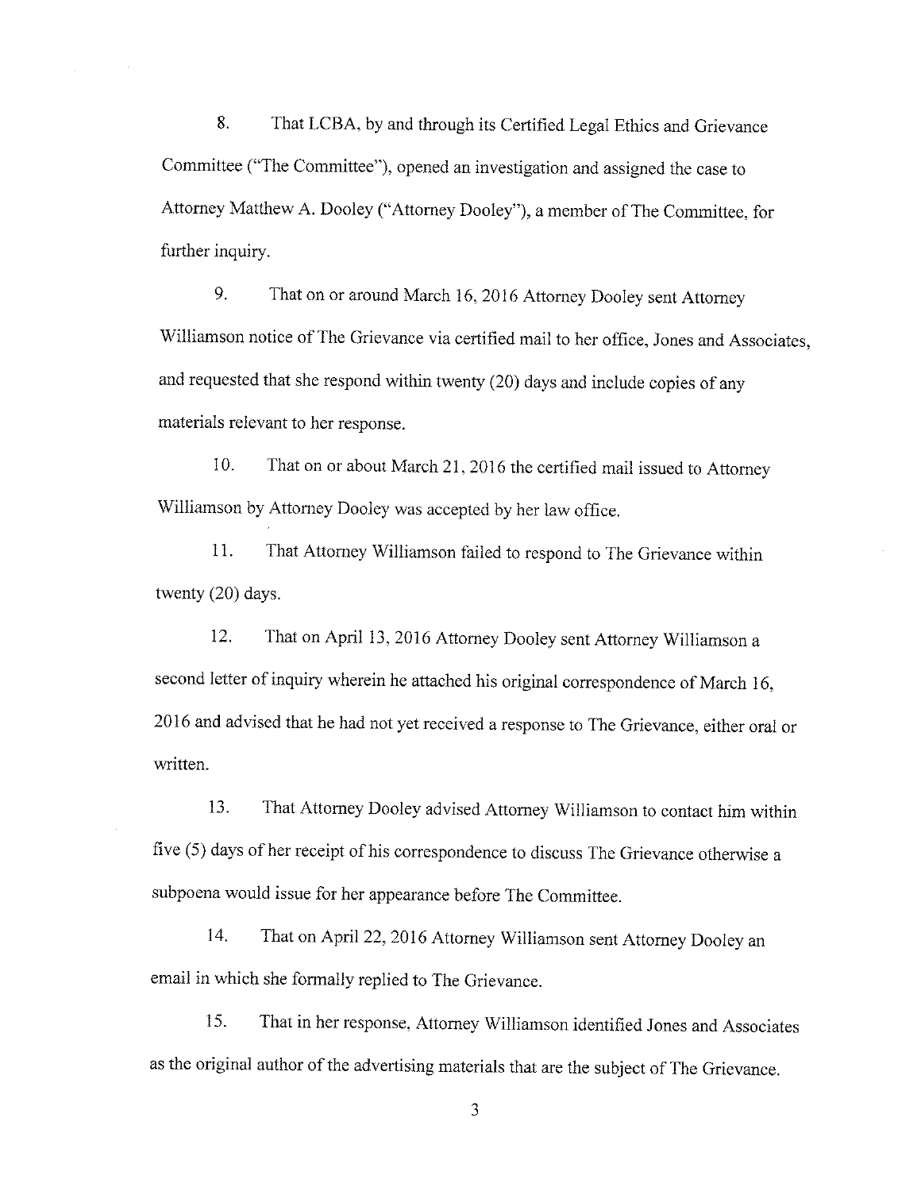8. That LCBA, by and through its Certified Legal Ethics and Grievance Committee ("The Committee"), opened an investigation and assigned the case to Attorney Matthew A. Dooley ("Attorney Dooley"), a member of The Committee, for further inquiry.

9. That on or around March 16, 2016 Attorney Dooley sent Attorney Williamson notice of The Grievance via certified mail to her office, Jones and Associates, and requested that she respond within twenty (20) days and include copies of any materials relevant to her response.

10. That on or about March 21, 2016 the certified mail issued to Attorney Williamson by Attorney Dooley was accepted by her law office.

11. That Attorney Williamson failed to respond to The Grievance within twenty (20) days.

12. That on April 13, 2016 Attorney Dooley sent Attorney Williamson a second letter of inquiry wherein he attached his original correspondence of March 16, 2016 and advised that he had not yet received a response to The Grievance, either oral or written.

13. That Attorney Dooley advised Attorney Williamson to contact him within five (5) days of her receipt of his correspondence to discuss The Grievance otherwise a subpoena would issue for her appearance before The Committee.

14. That on April 22, 2016 Attorney Williamson sent Attorney Dooley an email in which she formally replied to The Grievance.

15. That in her response, Attorney Williamson identified Jones and Associates as the original author of the advertising materials that are the subject of The Grievance.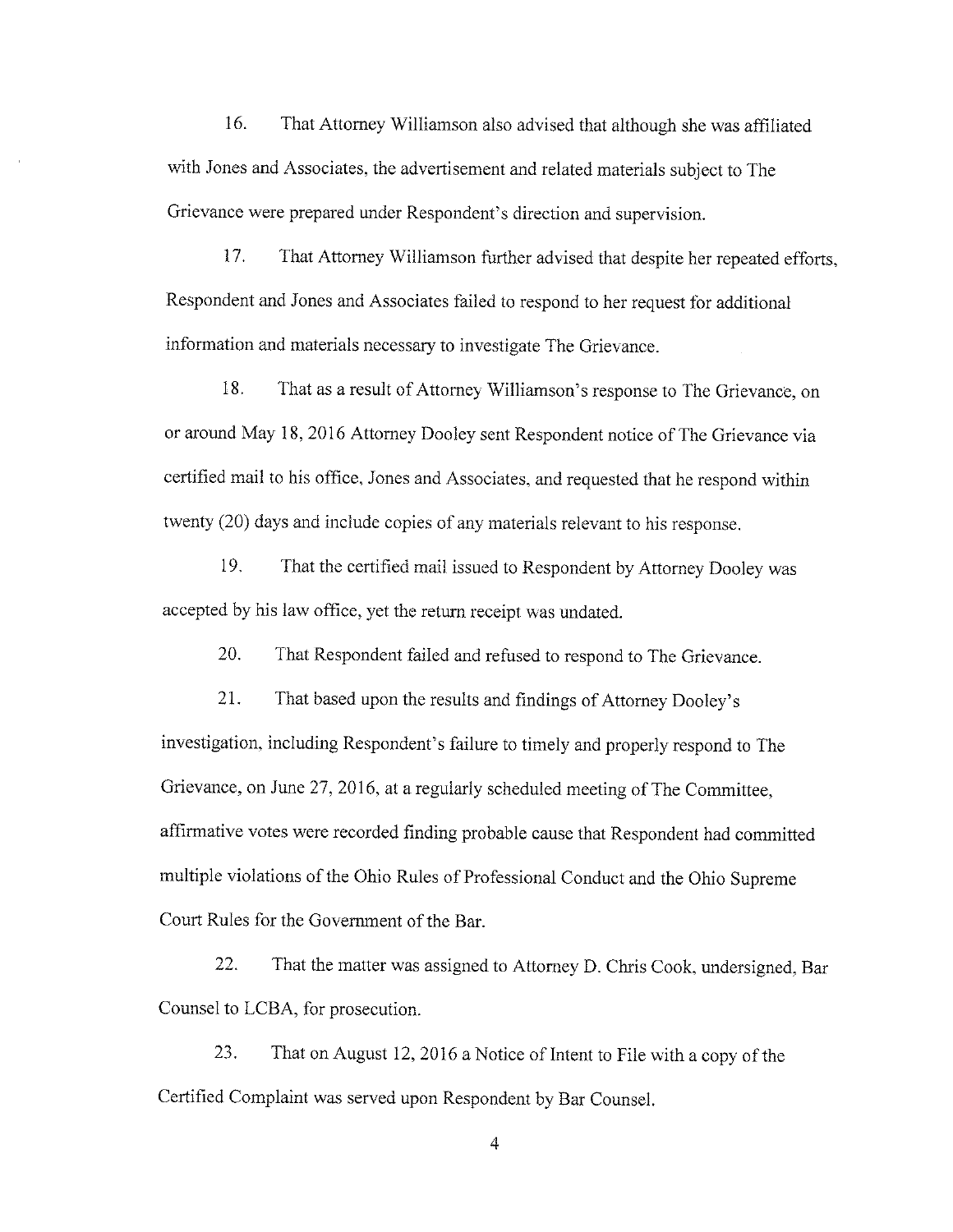16. That Attorney Williamson also advised that although she was affiliated with Jones and Associates, the advertisement and related materials subject to The Grievance were prepared under Respondent's direction and supervision.

17. That Attorney Williamson further advised that despite her repeated efforts, Respondent and Jones and Associates failed to respond to her request for additional information and materials necessary to investigate The Grievance.

18. That as a result of Attorney Williamson's response to The Grievance, on or around May 18, 2016 Attorney Dooley sent Respondent notice of The Grievance via certified mail to his office, Jones and Associates, and requested that he respond within twenty (20) days and include copies of any materials relevant to his response.

19. That the certified mail issued to Respondent by Attorney Dooley was accepted by his law office, yet the return receipt was undated.

20. That Respondent failed and refused to respond to The Grievance.

21. That based upon the results and findings of Attorney Dooley's investigation, including Respondent's failure to timely and properly respond to The Grievance, on June 27, 2016, at a regularly scheduled meeting of The Committee, affirmative votes were recorded finding probable cause that Respondent had committed multiple violations of the Ohio Rules of Professional Conduct and the Ohio Supreme Court Rules for the Government of the Bar.

22. That the matter was assigned to Attorney D. Chris Cook, undersigned, Bar Counsel to LCBA, for prosecution.

23. That on August 12, 2016 a Notice of Intent to File with a copy of the Certified Complaint was served upon Respondent by Bar Counsel.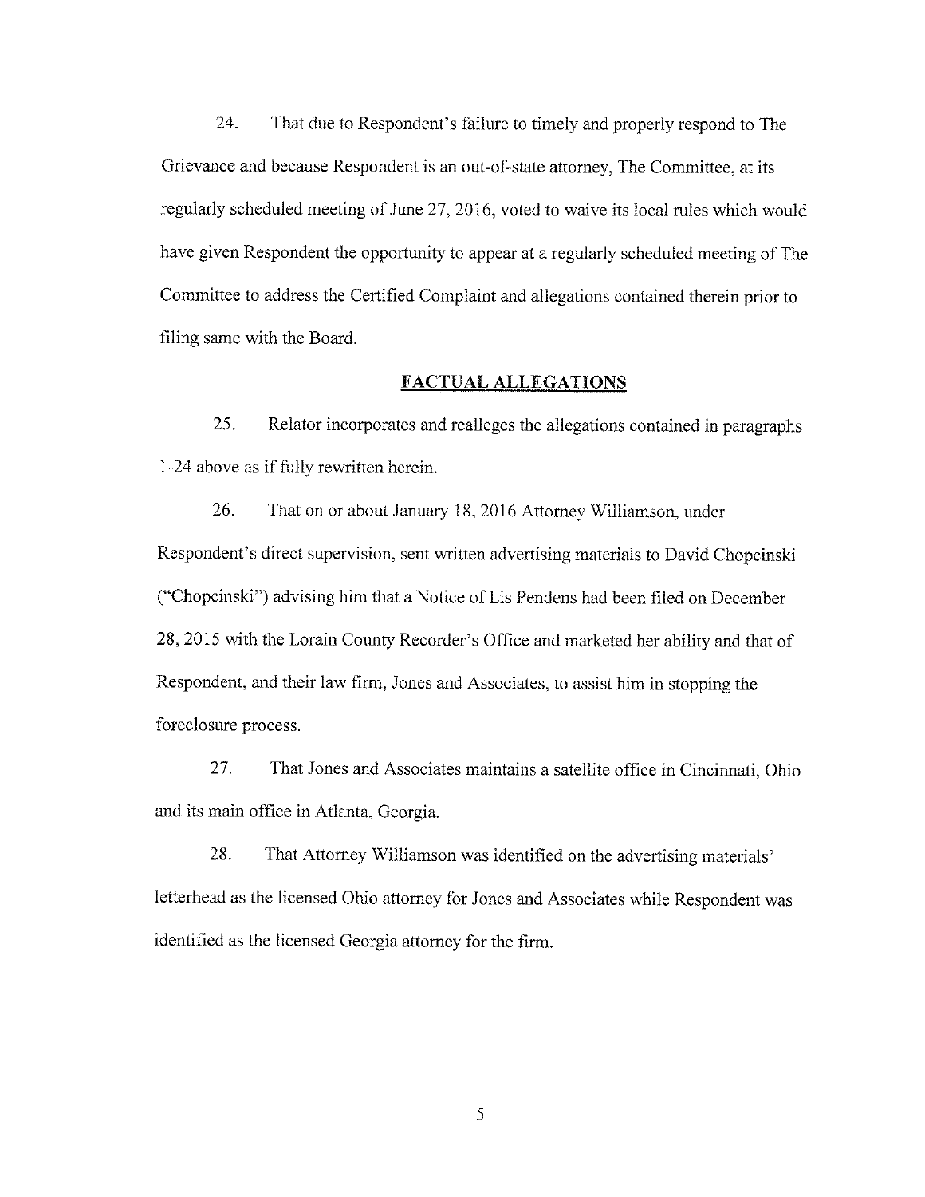24. That due to Respondent's failure to timely and properly respond to The Grievance and because Respondent is an out-of-state attorney, The Committee, at its regularly scheduled meeting of June 27, 2016, voted to waive its local rules which would have given Respondent the opportunity to appear at a regularly scheduled meeting of The Committee to address the Certified Complaint and allegations contained therein prior to filing same with the Board.

## FACTUAL ALLEGATIONS

25. Relator incorporates and realleges the allegations contained in paragraphs 1-24 above as if fully rewritten herein.

26. That on or about January 18, 2016 Attorney Williamson, under Respondent's direct supervision, sent written advertising materials to David Chopcinski ("Chopcinski") advising him that a Notice of Lis Pendens had been filed on December 28, 2015 with the Lorain County Recorder's Office and marketed her ability and that of Respondent, and their law firm, Jones and Associates, to assist him in stopping the foreclosure process.

27. That Jones and Associates maintains a satellite office in Cincinnati, Ohio and its main office in Atlanta, Georgia.

28. That Attorney Williamson was identified on the advertising materials' letterhead as the licensed Ohio attorney for Jones and Associates while Respondent was identified as the licensed Georgia attorney for the firm.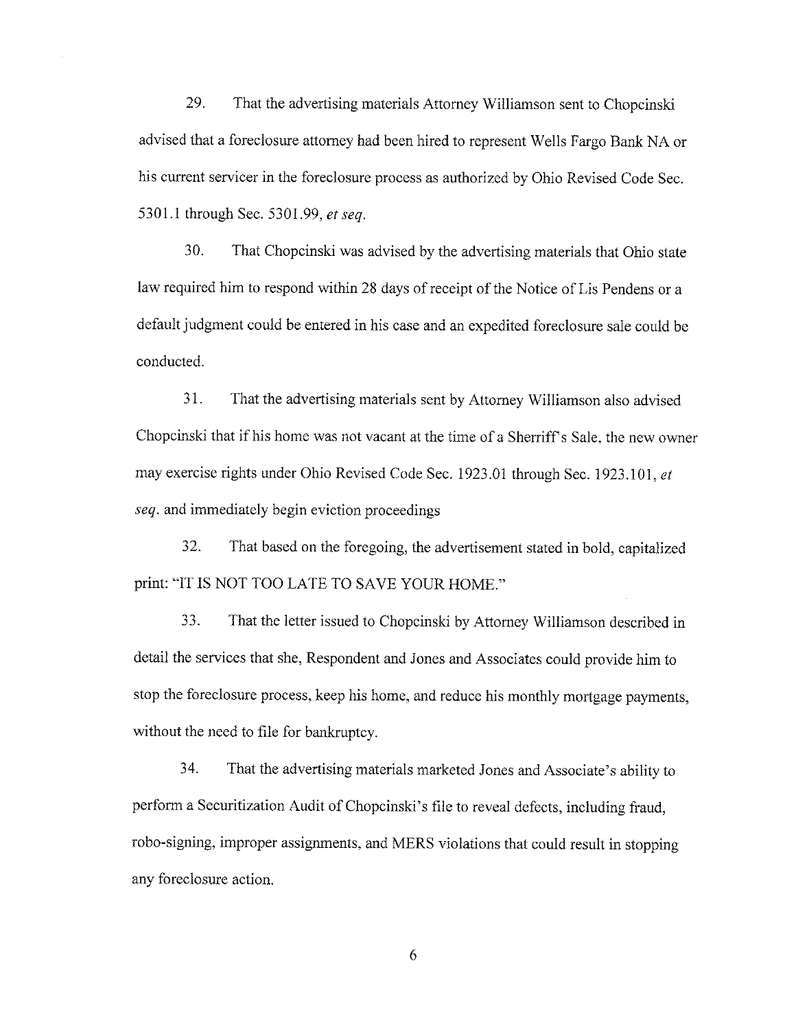29. That the advertising materials Attorney Williamson sent to Chopcinski advised that a foreclosure attorney had been hired to represent Wells Fargo Bank NA or his current servicer in the foreclosure process as authorized by Ohio Revised Code Sec. 5301.1 through Sec. 5301.99, *et seq.*

30. That Chopcinski was advised by the advertising materials that Ohio state law required him to respond within 28 days of receipt of the Notice of Lis Pendens or a default judgment could be entered in his case and an expedited foreclosure sale could be conducted.

31. That the advertising materials sent by Attorney Williamson also advised Chopcinski that if his home was not vacant at the time of a Sherriff's Sale, the new owner may exercise rights under Ohio Revised Code Sec. 1923.01 through Sec. 1923.101, *et seq.* and immediately begin eviction proceedings

32. That based on the foregoing, the advertisement stated in bold, capitalized print: "IT IS NOT TOO LATE TO SAVE YOUR HOME."

33. That the letter issued to Chopcinski by Attorney Williamson described in detail the services that she, Respondent and Jones and Associates could provide him to stop the foreclosure process, keep his home, and reduce his monthly mortgage payments, without the need to file for bankruptcy.

34. That the advertising materials marketed Jones and Associate's ability to perform a Securitization Audit of Chopcinski's file to reveal defects, including fraud, robo-signing, improper assignments, and MERS violations that could result in stopping any foreclosure action.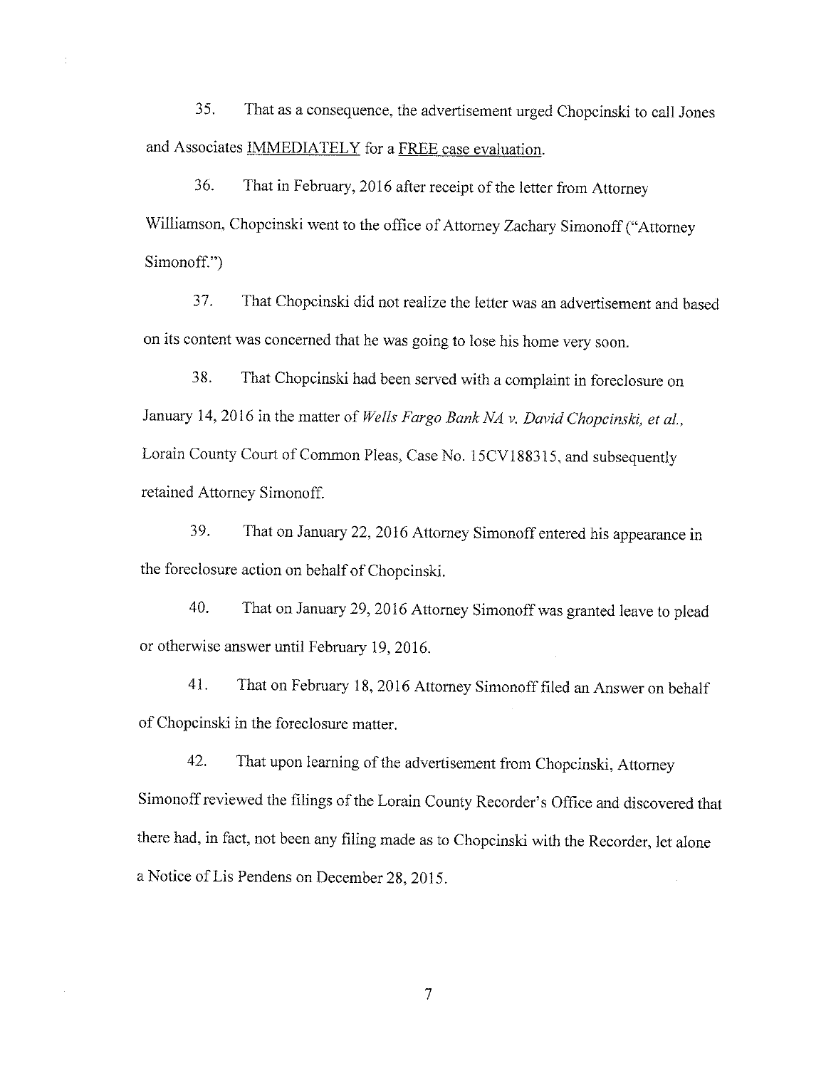35. That as a consequence, the advertisement urged Chopcinski to call Jones and Associates IMMEDIATELY for a FREE case evaluation.

36. That in February, 2016 after receipt of the letter from Attorney Williamson, Chopcinski went to the office of Attorney Zachary Simonoff ("Attorney Simonoff.")

37. That Chopcinski did not realize the letter was an advertisement and based on its content was concerned that he was going to lose his home very soon.

38. That Chopcinski had been served with a complaint in foreclosure on January 14, 2016 in the matter of *Wells Fargo Bank NA v. David Chopcinski, et al.*, Lorain County Court of Common Pleas, Case No. 15CV188315, and subsequently retained Attorney Simonoff.

39. That on January 22, 2016 Attorney Simonoff entered his appearance in the foreclosure action on behalf of Chopcinski.

40. That on January 29, 2016 Attorney Simonoff was granted leave to plead or otherwise answer until February 19, 2016.

41. That on February 18, 2016 Attorney Simonoff filed an Answer on behalf of Chopcinski in the foreclosure matter.

42. That upon learning of the advertisement from Chopcinski, Attorney Simonoff reviewed the filings of the Lorain County Recorder's Office and discovered that there had, in fact, not been any filing made as to Chopcinski with the Recorder, let alone a Notice of Lis Pendens on December 28, 2015.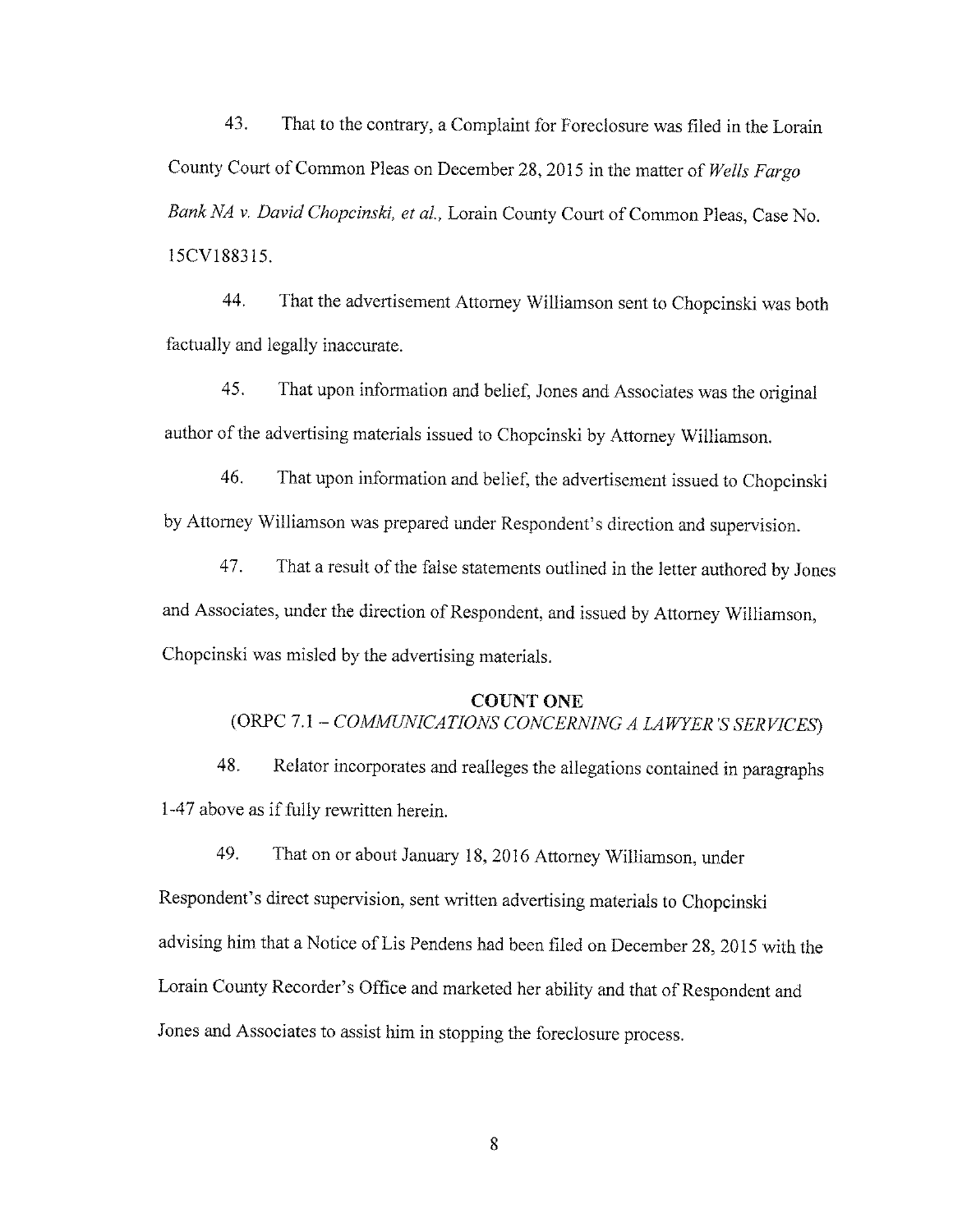43. That to the contrary, a Complaint for Foreclosure was filed in the Lorain County Court of Common Pleas on December 28, 2015 in the matter of *Wells Fargo Bank NA v. David Chopcinski, et al.*, Lorain County Court of Common Pleas, Case No. 15CV188315.

44. That the advertisement Attorney Williamson sent to Chopcinski was both factually and legally inaccurate.

45. That upon information and belief, Jones and Associates was the original author of the advertising materials issued to Chopcinski by Attorney Williamson.

46. That upon information and belief, the advertisement issued to Chopcinski by Attorney Williamson was prepared under Respondent's direction and supervision.

47. That a result of the false statements outlined in the letter authored by Jones and Associates, under the direction of Respondent, and issued by Attorney Williamson, Chopcinski was misled by the advertising materials.

**COUNT ONE**

(ORPC 7.1 – *COMMUNICATIONS CONCERNING A LAWYER'S SERVICES*)

48. Relator incorporates and realleges the allegations contained in paragraphs 1-47 above as if fully rewritten herein.

49. That on or about January 18, 2016 Attorney Williamson, under Respondent's direct supervision, sent written advertising materials to Chopcinski advising him that a Notice of Lis Pendens had been filed on December 28, 2015 with the Lorain County Recorder's Office and marketed her ability and that of Respondent and Jones and Associates to assist him in stopping the foreclosure process.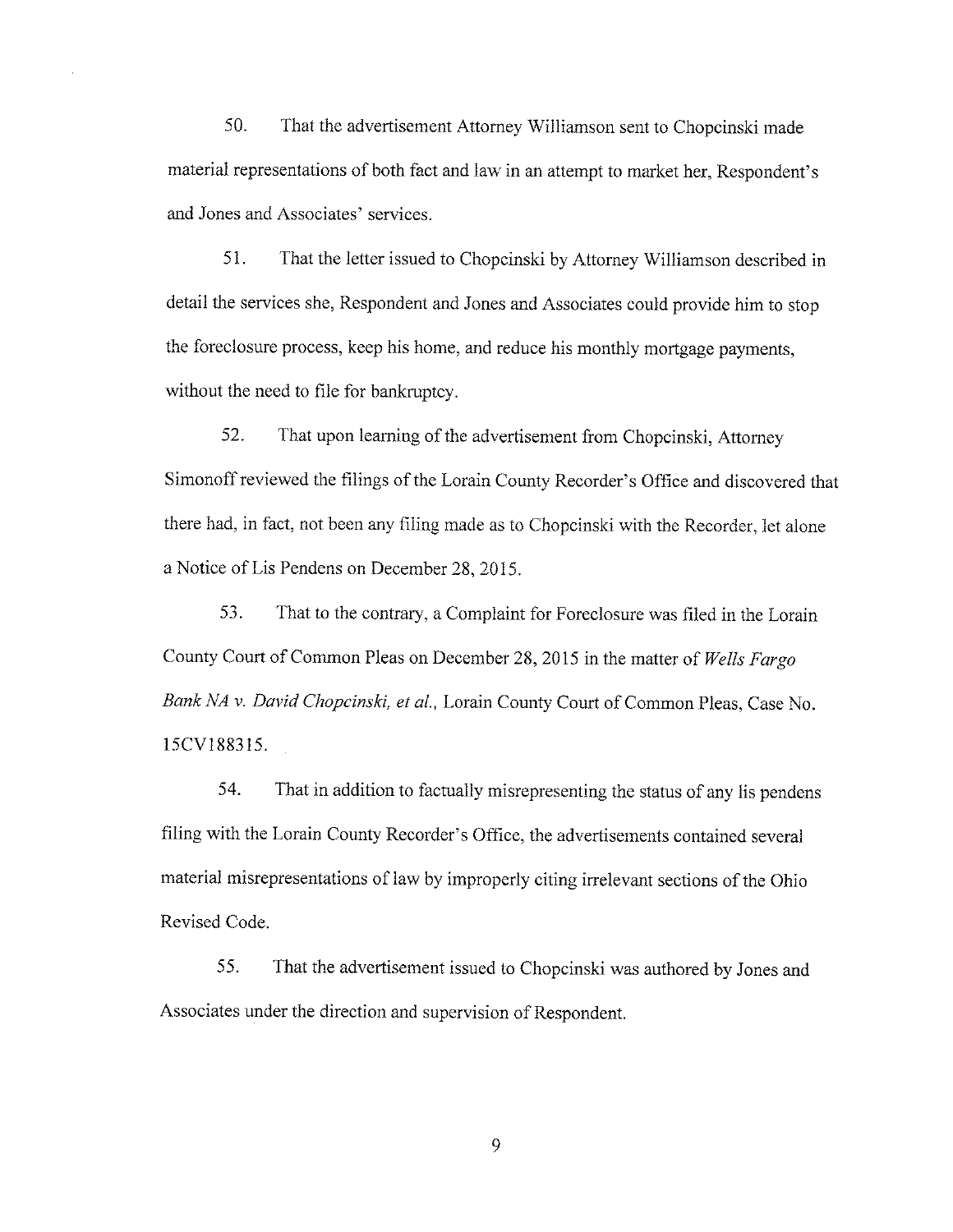50. That the advertisement Attorney Williamson sent to Chopcinski made material representations of both fact and law in an attempt to market her, Respondent's and Jones and Associates' services.

51. That the letter issued to Chopcinski by Attorney Williamson described in detail the services she, Respondent and Jones and Associates could provide him to stop the foreclosure process, keep his home, and reduce his monthly mortgage payments, without the need to file for bankruptcy.

52. That upon learning of the advertisement from Chopcinski, Attorney Simonoff reviewed the filings of the Lorain County Recorder's Office and discovered that there had, in fact, not been any filing made as to Chopcinski with the Recorder, let alone a Notice of Lis Pendens on December 28, 2015.

53. That to the contrary, a Complaint for Foreclosure was filed in the Lorain County Court of Common Pleas on December 28, 2015 in the matter of *Wells Fargo Bank NA v. David Chopcinski, et al.,* Lorain County Court of Common Pleas, Case No. 15CV188315.

54. That in addition to factually misrepresenting the status of any lis pendens filing with the Lorain County Recorder's Office, the advertisements contained several material misrepresentations of law by improperly citing irrelevant sections of the Ohio Revised Code.

55. That the advertisement issued to Chopcinski was authored by Jones and Associates under the direction and supervision of Respondent.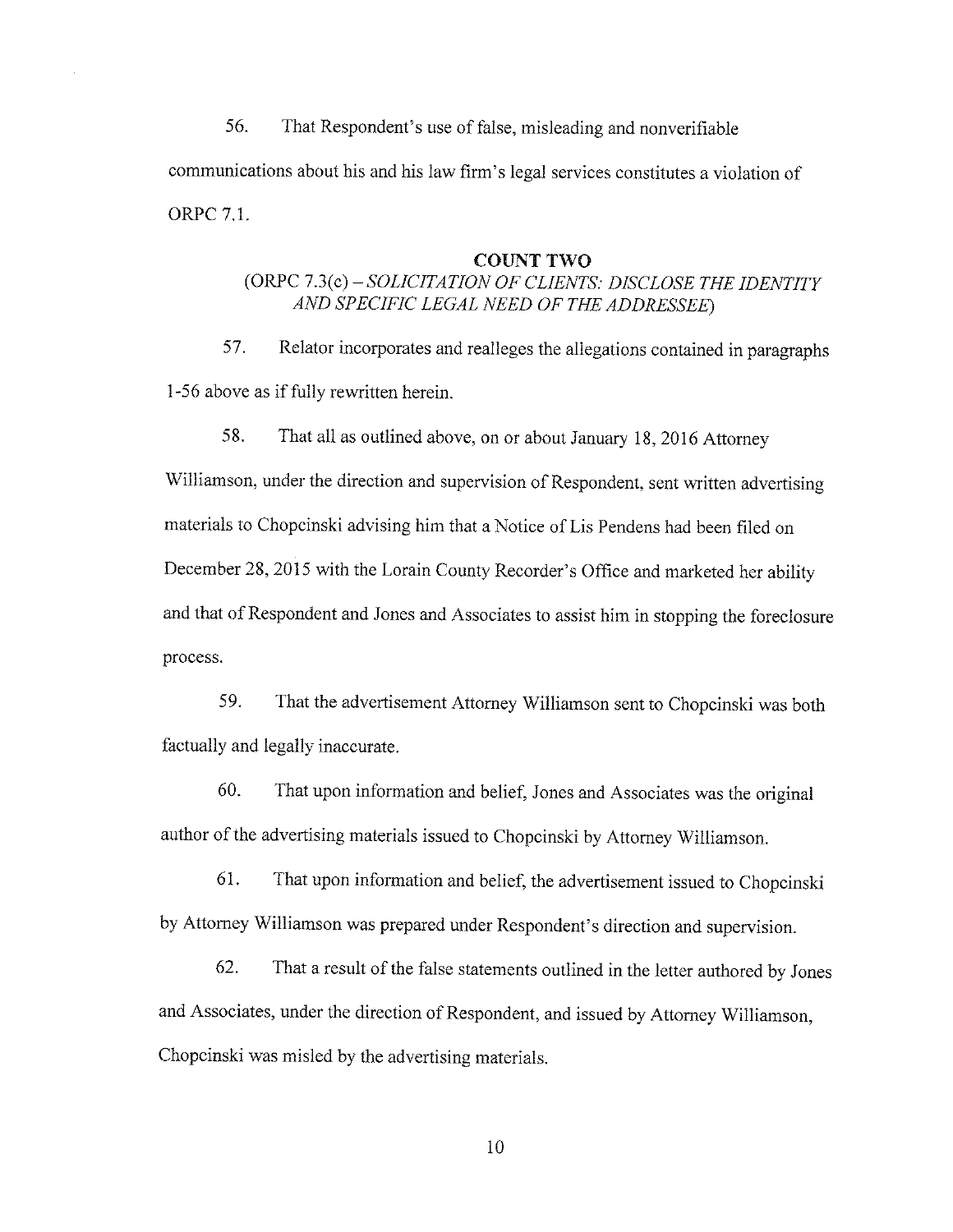56. That Respondent's use of false, misleading and nonverifiable communications about his and his law firm's legal services constitutes a violation of ORPC 7.1.

## COUNT TWO

(ORPC 7.3(c) – *SOLICITATION OF CLIENTS: DISCLOSE THE IDENTITY AND SPECIFIC LEGAL NEED OF THE ADDRESSEE*)

57. Relator incorporates and realleges the allegations contained in paragraphs 1-56 above as if fully rewritten herein.

58. That all as outlined above, on or about January 18, 2016 Attorney Williamson, under the direction and supervision of Respondent, sent written advertising materials to Chopcinski advising him that a Notice of Lis Pendens had been filed on December 28, 2015 with the Lorain County Recorder's Office and marketed her ability and that of Respondent and Jones and Associates to assist him in stopping the foreclosure process.

59. That the advertisement Attorney Williamson sent to Chopcinski was both factually and legally inaccurate.

60. That upon information and belief, Jones and Associates was the original author of the advertising materials issued to Chopcinski by Attorney Williamson.

61. That upon information and belief, the advertisement issued to Chopcinski by Attorney Williamson was prepared under Respondent's direction and supervision.

62. That a result of the false statements outlined in the letter authored by Jones and Associates, under the direction of Respondent, and issued by Attorney Williamson, Chopcinski was misled by the advertising materials.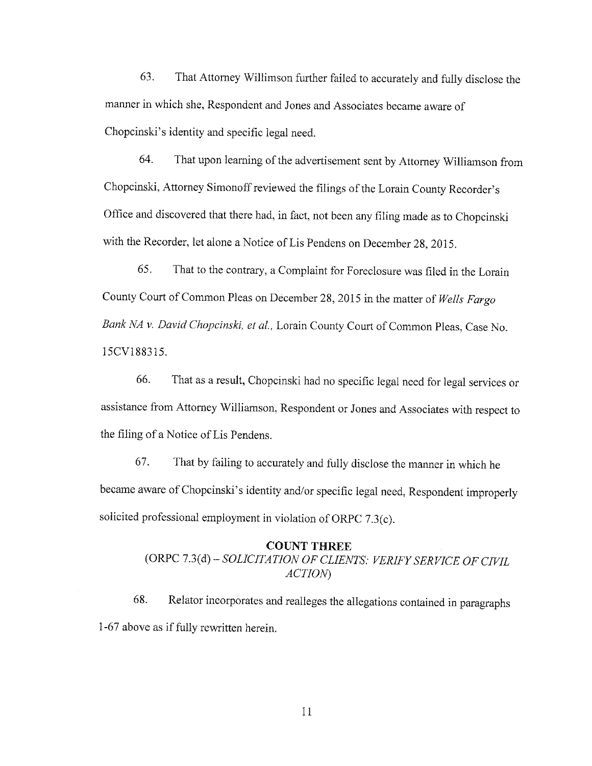63. That Attorney Willimson further failed to accurately and fully disclose the manner in which she, Respondent and Jones and Associates became aware of Chopcinski's identity and specific legal need.

64. That upon learning of the advertisement sent by Attorney Williamson from Chopcinski, Attorney Simonoff reviewed the filings of the Lorain County Recorder's Office and discovered that there had, in fact, not been any filing made as to Chopcinski with the Recorder, let alone a Notice of Lis Pendens on December 28, 2015.

65. That to the contrary, a Complaint for Foreclosure was filed in the Lorain County Court of Common Pleas on December 28, 2015 in the matter of *Wells Fargo Bank NA v. David Chopcinski, et al.,* Lorain County Court of Common Pleas, Case No. 15CV188315.

66. That as a result, Chopcinski had no specific legal need for legal services or assistance from Attorney Williamson, Respondent or Jones and Associates with respect to the filing of a Notice of Lis Pendens.

67. That by failing to accurately and fully disclose the manner in which he became aware of Chopcinski's identity and/or specific legal need, Respondent improperly solicited professional employment in violation of ORPC 7.3(c).

**COUNT THREE**

(ORPC 7.3(d) – *SOLICITATION OF CLIENTS: VERIFY SERVICE OF CIVIL ACTION*)

68. Relator incorporates and realleges the allegations contained in paragraphs 1-67 above as if fully rewritten herein.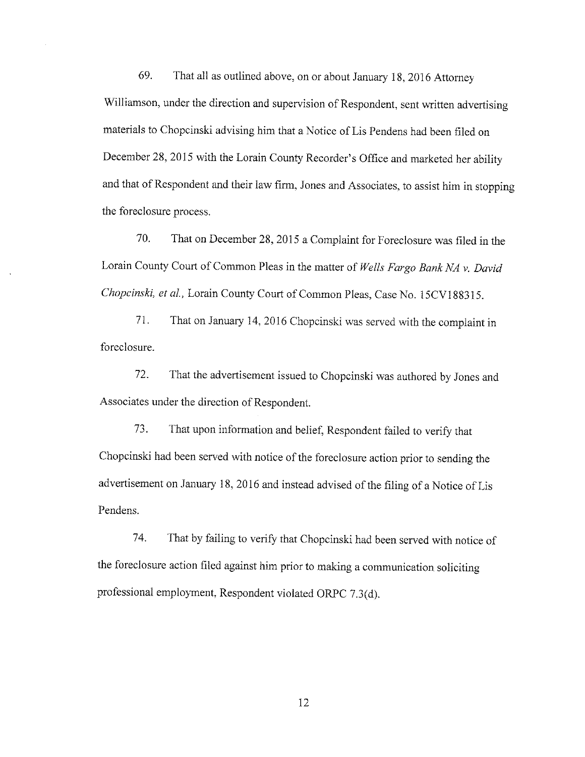69. That all as outlined above, on or about January 18, 2016 Attorney Williamson, under the direction and supervision of Respondent, sent written advertising materials to Chopcinski advising him that a Notice of Lis Pendens had been filed on December 28, 2015 with the Lorain County Recorder's Office and marketed her ability and that of Respondent and their law firm, Jones and Associates, to assist him in stopping the foreclosure process.

70. That on December 28, 2015 a Complaint for Foreclosure was filed in the Lorain County Court of Common Pleas in the matter of *Wells Fargo Bank NA v. David Chopcinski, et al.,* Lorain County Court of Common Pleas, Case No. 15CV188315.

71. That on January 14, 2016 Chopcinski was served with the complaint in foreclosure.

72. That the advertisement issued to Chopcinski was authored by Jones and Associates under the direction of Respondent.

73. That upon information and belief, Respondent failed to verify that Chopcinski had been served with notice of the foreclosure action prior to sending the advertisement on January 18, 2016 and instead advised of the filing of a Notice of Lis Pendens.

74. That by failing to verify that Chopcinski had been served with notice of the foreclosure action filed against him prior to making a communication soliciting professional employment, Respondent violated ORPC 7.3(d).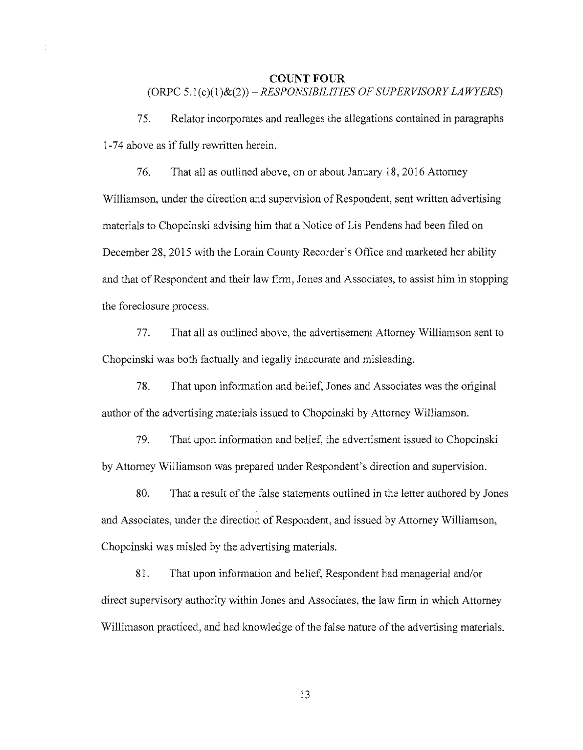## COUNT FOUR

(ORPC 5.1(c)(1)&(2)) – *RESPONSIBILITIES OF SUPERVISORY LAWYERS*)

75. Relator incorporates and realleges the allegations contained in paragraphs 1-74 above as if fully rewritten herein.

76. That all as outlined above, on or about January 18, 2016 Attorney Williamson, under the direction and supervision of Respondent, sent written advertising materials to Chopcinski advising him that a Notice of Lis Pendens had been filed on December 28, 2015 with the Lorain County Recorder's Office and marketed her ability and that of Respondent and their law firm, Jones and Associates, to assist him in stopping the foreclosure process.

77. That all as outlined above, the advertisement Attorney Williamson sent to Chopcinski was both factually and legally inaccurate and misleading.

78. That upon information and belief, Jones and Associates was the original author of the advertising materials issued to Chopcinski by Attorney Williamson.

79. That upon information and belief, the advertisment issued to Chopcinski by Attorney Williamson was prepared under Respondent's direction and supervision.

80. That a result of the false statements outlined in the letter authored by Jones and Associates, under the direction of Respondent, and issued by Attorney Williamson, Chopcinski was misled by the advertising materials.

81. That upon information and belief, Respondent had managerial and/or direct supervisory authority within Jones and Associates, the law firm in which Attorney Willimason practiced, and had knowledge of the false nature of the advertising materials.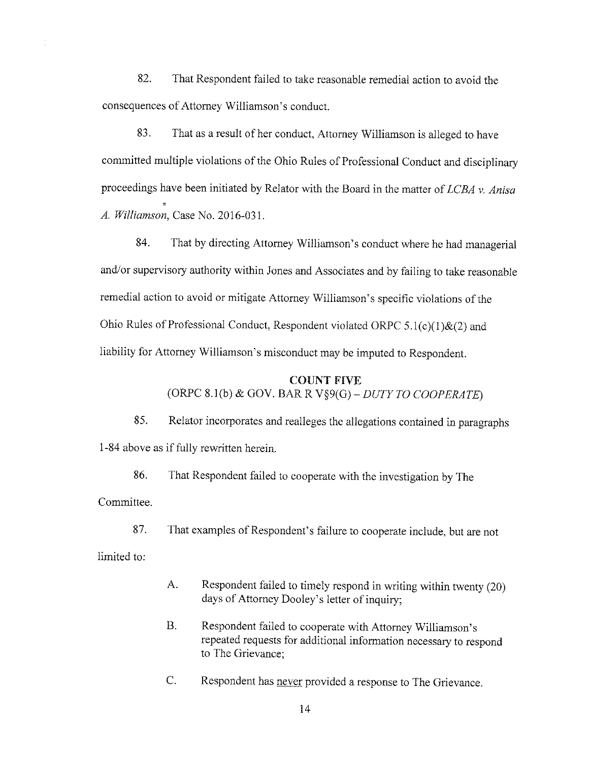82. That Respondent failed to take reasonable remedial action to avoid the consequences of Attorney Williamson's conduct.

83. That as a result of her conduct, Attorney Williamson is alleged to have committed multiple violations of the Ohio Rules of Professional Conduct and disciplinary proceedings have been initiated by Relator with the Board in the matter of *LCBA v. Anisa A. Williamson*, Case No. 2016-031.

84. That by directing Attorney Williamson's conduct where he had managerial and/or supervisory authority within Jones and Associates and by failing to take reasonable remedial action to avoid or mitigate Attorney Williamson's specific violations of the Ohio Rules of Professional Conduct, Respondent violated ORPC 5.1(c)(1)&(2) and liability for Attorney Williamson's misconduct may be imputed to Respondent.

**COUNT FIVE**

(ORPC 8.1(b) & GOV. BAR R V§9(G) – *DUTY TO COOPERATE*)

85. Relator incorporates and realleges the allegations contained in paragraphs 1-84 above as if fully rewritten herein.

86. That Respondent failed to cooperate with the investigation by The Committee.

87. That examples of Respondent's failure to cooperate include, but are not limited to:

   A. Respondent failed to timely respond in writing within twenty (20) days of Attorney Dooley's letter of inquiry;

   B. Respondent failed to cooperate with Attorney Williamson's repeated requests for additional information necessary to respond to The Grievance;

   C. Respondent has <u>never</u> provided a response to The Grievance.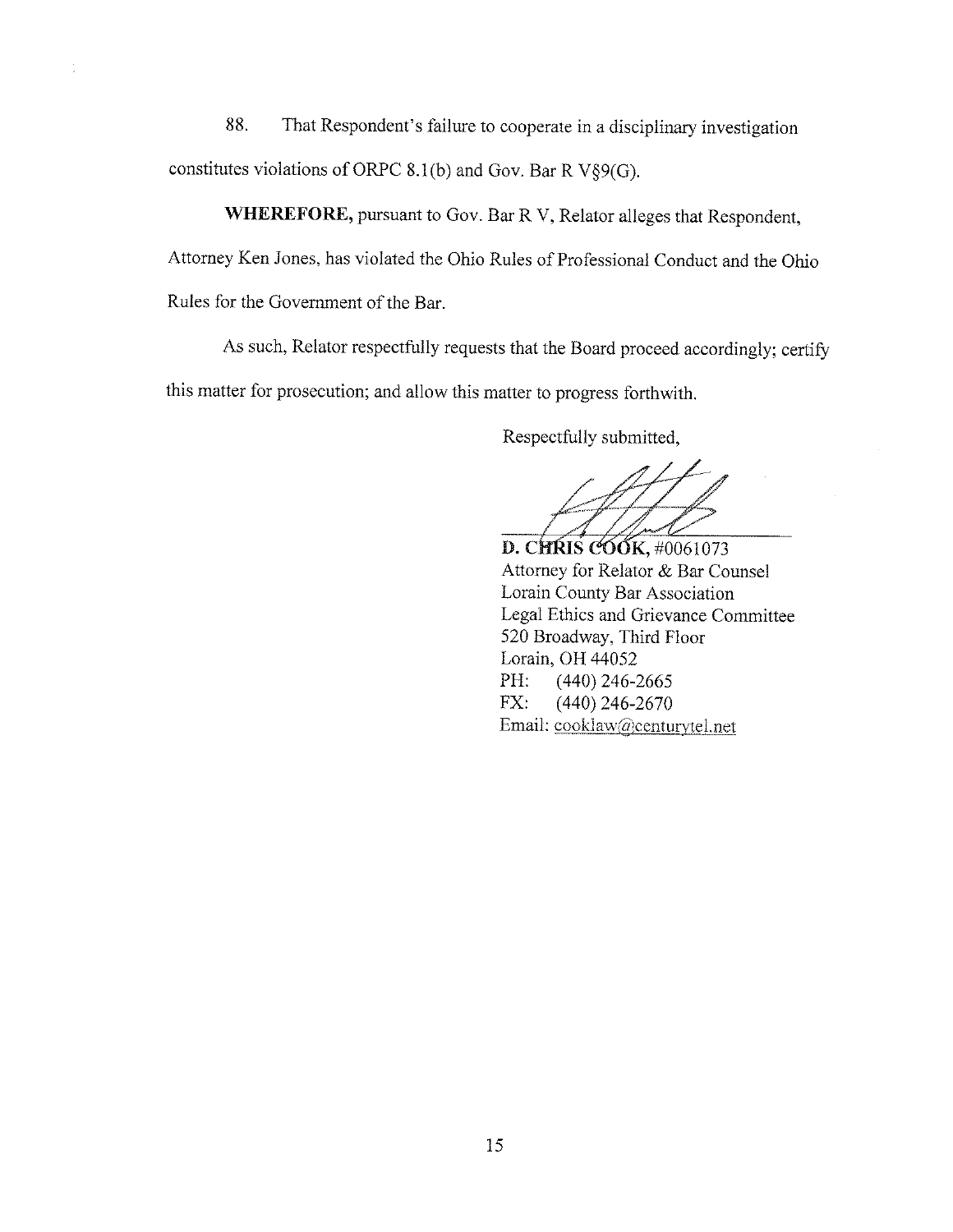88. That Respondent's failure to cooperate in a disciplinary investigation constitutes violations of ORPC 8.1(b) and Gov. Bar R V§9(G).

**WHEREFORE,** pursuant to Gov. Bar R V, Relator alleges that Respondent, Attorney Ken Jones, has violated the Ohio Rules of Professional Conduct and the Ohio Rules for the Government of the Bar.

As such, Relator respectfully requests that the Board proceed accordingly; certify this matter for prosecution; and allow this matter to progress forthwith.

Respectfully submitted,

**D. CHRIS COOK,** #0061073
Attorney for Relator & Bar Counsel
Lorain County Bar Association
Legal Ethics and Grievance Committee
520 Broadway, Third Floor
Lorain, OH 44052
PH: (440) 246-2665
FX: (440) 246-2670
Email: cooklaw@centurytel.net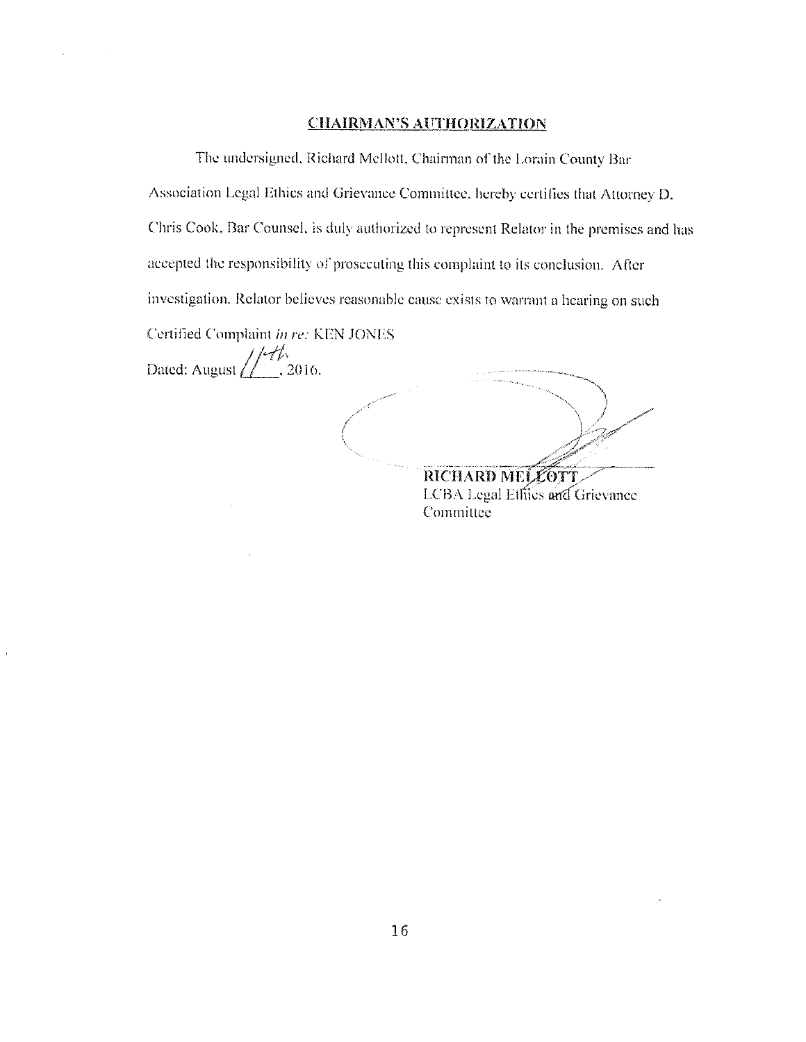## CHAIRMAN'S AUTHORIZATION

The undersigned, Richard Mellott, Chairman of the Lorain County Bar Association Legal Ethics and Grievance Committee, hereby certifies that Attorney D. Chris Cook, Bar Counsel, is duly authorized to represent Relator in the premises and has accepted the responsibility of prosecuting this complaint to its conclusion. After investigation, Relator believes reasonable cause exists to warrant a hearing on such Certified Complaint *in re:* KEN JONES

Dated: August 11th, 2016.

**RICHARD MELLOTT**
LCBA Legal Ethics and Grievance Committee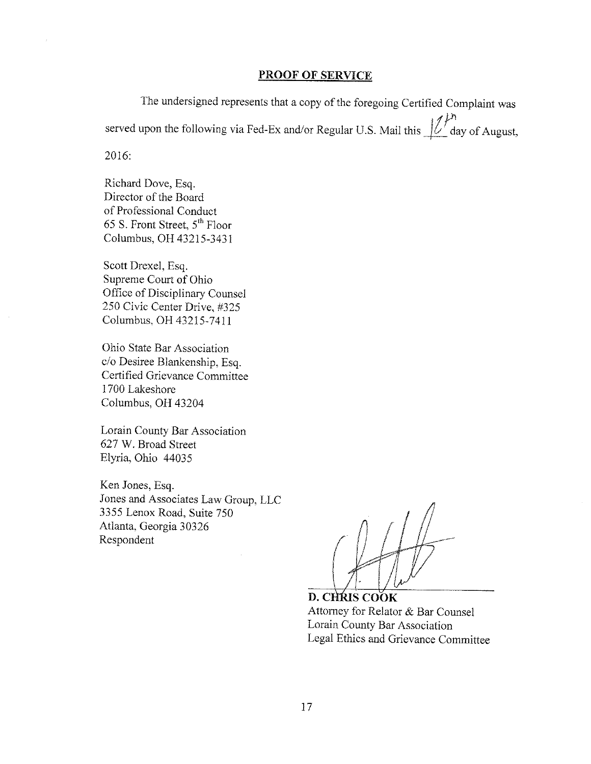## PROOF OF SERVICE

The undersigned represents that a copy of the foregoing Certified Complaint was served upon the following via Fed-Ex and/or Regular U.S. Mail this 12th day of August, 2016:

Richard Dove, Esq.
Director of the Board
of Professional Conduct
65 S. Front Street, 5th Floor
Columbus, OH 43215-3431

Scott Drexel, Esq.
Supreme Court of Ohio
Office of Disciplinary Counsel
250 Civic Center Drive, #325
Columbus, OH 43215-7411

Ohio State Bar Association
c/o Desiree Blankenship, Esq.
Certified Grievance Committee
1700 Lakeshore
Columbus, OH 43204

Lorain County Bar Association
627 W. Broad Street
Elyria, Ohio 44035

Ken Jones, Esq.
Jones and Associates Law Group, LLC
3355 Lenox Road, Suite 750
Atlanta, Georgia 30326
Respondent

**D. CHRIS COOK**
Attorney for Relator & Bar Counsel
Lorain County Bar Association
Legal Ethics and Grievance Committee